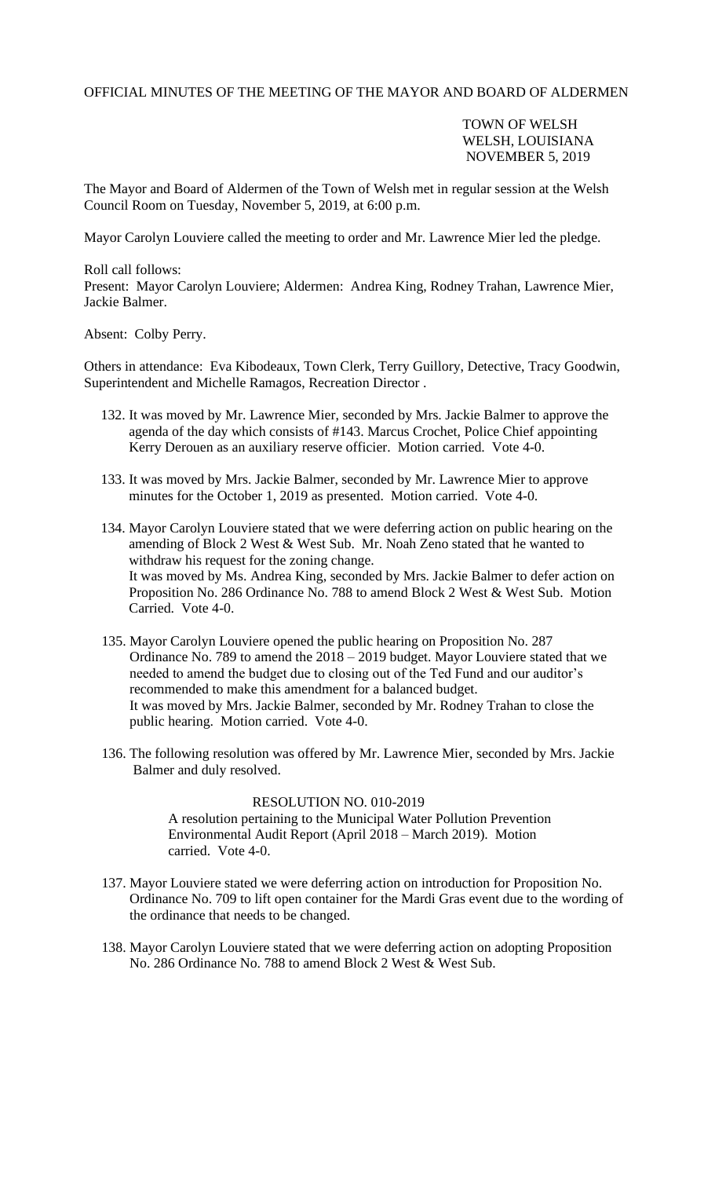OFFICIAL MINUTES OF THE MEETING OF THE MAYOR AND BOARD OF ALDERMEN

TOWN OF WELSH
WELSH, LOUISIANA
NOVEMBER 5, 2019

The Mayor and Board of Aldermen of the Town of Welsh met in regular session at the Welsh Council Room on Tuesday, November 5, 2019, at 6:00 p.m.

Mayor Carolyn Louviere called the meeting to order and Mr. Lawrence Mier led the pledge.

Roll call follows:
Present: Mayor Carolyn Louviere; Aldermen: Andrea King, Rodney Trahan, Lawrence Mier, Jackie Balmer.

Absent: Colby Perry.

Others in attendance: Eva Kibodeaux, Town Clerk, Terry Guillory, Detective, Tracy Goodwin, Superintendent and Michelle Ramagos, Recreation Director .

132. It was moved by Mr. Lawrence Mier, seconded by Mrs. Jackie Balmer to approve the agenda of the day which consists of #143. Marcus Crochet, Police Chief appointing Kerry Derouen as an auxiliary reserve officier. Motion carried. Vote 4-0.

133. It was moved by Mrs. Jackie Balmer, seconded by Mr. Lawrence Mier to approve minutes for the October 1, 2019 as presented. Motion carried. Vote 4-0.

134. Mayor Carolyn Louviere stated that we were deferring action on public hearing on the amending of Block 2 West & West Sub. Mr. Noah Zeno stated that he wanted to withdraw his request for the zoning change.
It was moved by Ms. Andrea King, seconded by Mrs. Jackie Balmer to defer action on Proposition No. 286 Ordinance No. 788 to amend Block 2 West & West Sub. Motion Carried. Vote 4-0.

135. Mayor Carolyn Louviere opened the public hearing on Proposition No. 287 Ordinance No. 789 to amend the 2018 – 2019 budget. Mayor Louviere stated that we needed to amend the budget due to closing out of the Ted Fund and our auditor's recommended to make this amendment for a balanced budget.
It was moved by Mrs. Jackie Balmer, seconded by Mr. Rodney Trahan to close the public hearing. Motion carried. Vote 4-0.

136. The following resolution was offered by Mr. Lawrence Mier, seconded by Mrs. Jackie Balmer and duly resolved.

RESOLUTION NO. 010-2019
A resolution pertaining to the Municipal Water Pollution Prevention Environmental Audit Report (April 2018 – March 2019). Motion carried. Vote 4-0.

137. Mayor Louviere stated we were deferring action on introduction for Proposition No. Ordinance No. 709 to lift open container for the Mardi Gras event due to the wording of the ordinance that needs to be changed.

138. Mayor Carolyn Louviere stated that we were deferring action on adopting Proposition No. 286 Ordinance No. 788 to amend Block 2 West & West Sub.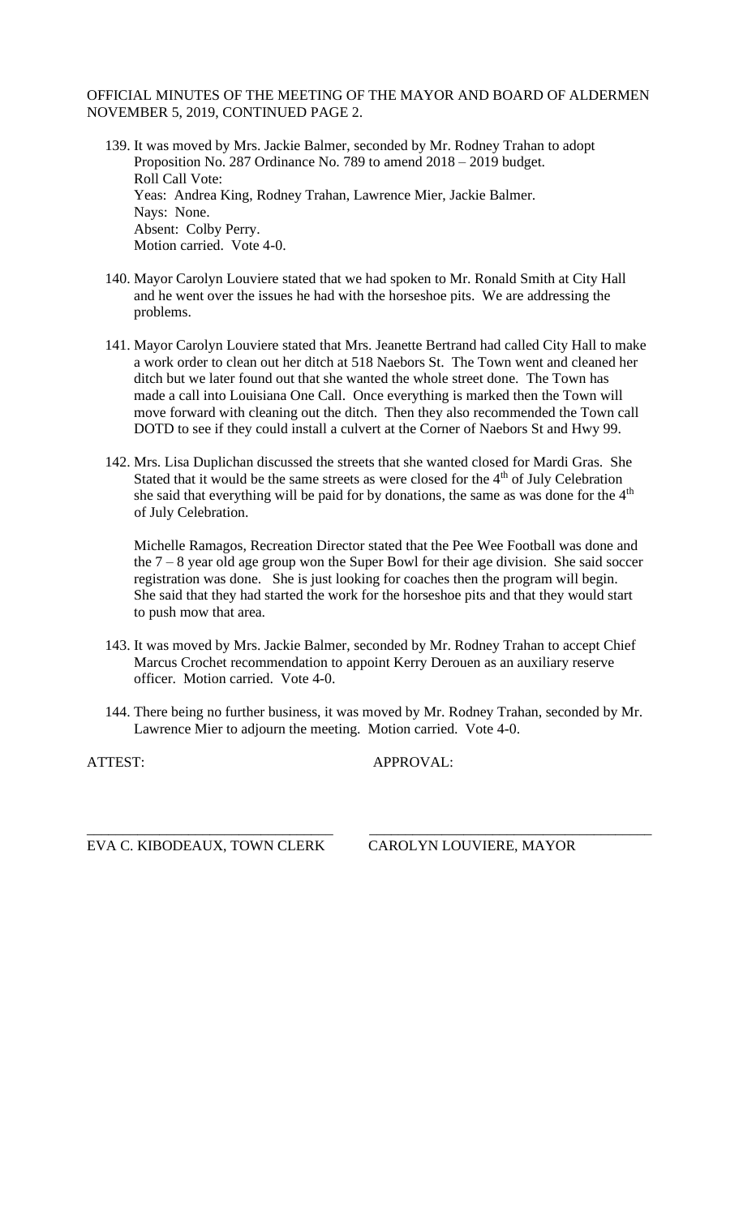OFFICIAL MINUTES OF THE MEETING OF THE MAYOR AND BOARD OF ALDERMEN NOVEMBER 5, 2019, CONTINUED PAGE 2.

139. It was moved by Mrs. Jackie Balmer, seconded by Mr. Rodney Trahan to adopt Proposition No. 287 Ordinance No. 789 to amend 2018 – 2019 budget.
     Roll Call Vote:
     Yeas: Andrea King, Rodney Trahan, Lawrence Mier, Jackie Balmer.
     Nays: None.
     Absent: Colby Perry.
     Motion carried. Vote 4-0.

140. Mayor Carolyn Louviere stated that we had spoken to Mr. Ronald Smith at City Hall and he went over the issues he had with the horseshoe pits. We are addressing the problems.

141. Mayor Carolyn Louviere stated that Mrs. Jeanette Bertrand had called City Hall to make a work order to clean out her ditch at 518 Naebors St. The Town went and cleaned her ditch but we later found out that she wanted the whole street done. The Town has made a call into Louisiana One Call. Once everything is marked then the Town will move forward with cleaning out the ditch. Then they also recommended the Town call DOTD to see if they could install a culvert at the Corner of Naebors St and Hwy 99.

142. Mrs. Lisa Duplichan discussed the streets that she wanted closed for Mardi Gras. She Stated that it would be the same streets as were closed for the 4th of July Celebration she said that everything will be paid for by donations, the same as was done for the 4th of July Celebration.

     Michelle Ramagos, Recreation Director stated that the Pee Wee Football was done and the 7 – 8 year old age group won the Super Bowl for their age division. She said soccer registration was done. She is just looking for coaches then the program will begin. She said that they had started the work for the horseshoe pits and that they would start to push mow that area.

143. It was moved by Mrs. Jackie Balmer, seconded by Mr. Rodney Trahan to accept Chief Marcus Crochet recommendation to appoint Kerry Derouen as an auxiliary reserve officer. Motion carried. Vote 4-0.

144. There being no further business, it was moved by Mr. Rodney Trahan, seconded by Mr. Lawrence Mier to adjourn the meeting. Motion carried. Vote 4-0.

ATTEST: APPROVAL:

\_\_\_\_\_\_\_\_\_\_\_\_\_\_\_\_\_\_\_\_\_\_\_\_\_\_\_\_\_\_\_\_\_\_ \_\_\_\_\_\_\_\_\_\_\_\_\_\_\_\_\_\_\_\_\_\_\_\_\_\_\_\_\_\_\_\_\_\_

EVA C. KIBODEAUX, TOWN CLERK CAROLYN LOUVIERE, MAYOR